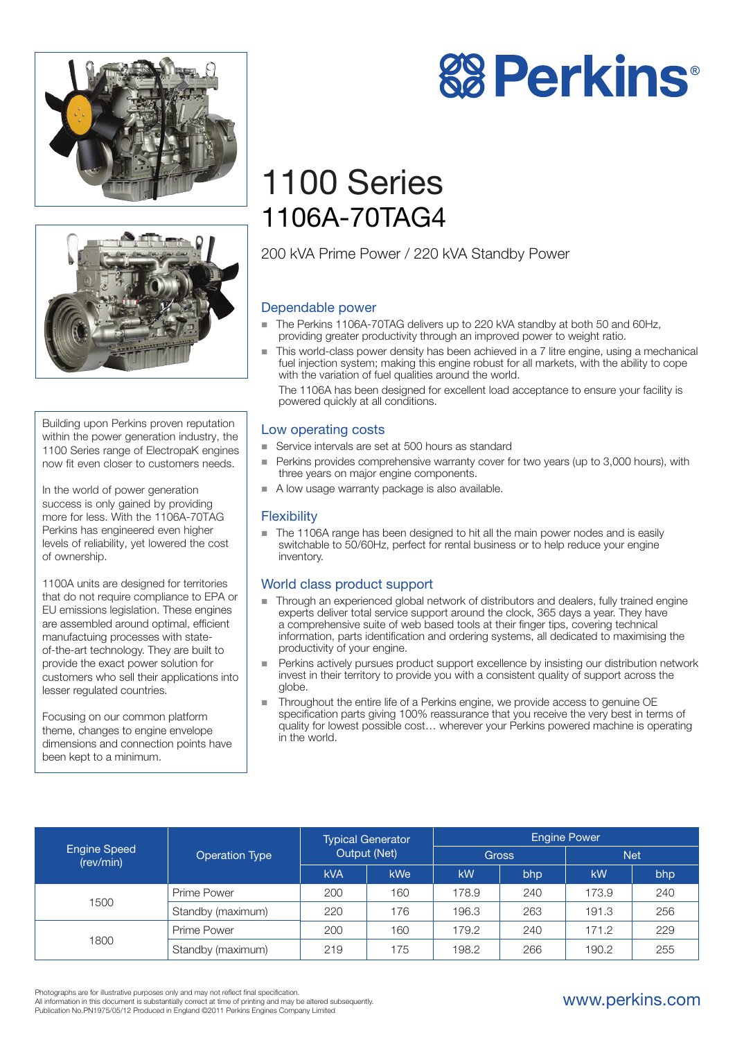# Perkins®

# 1100 Series
## 1106A-70TAG4

200 kVA Prime Power / 220 kVA Standby Power

Building upon Perkins proven reputation within the power generation industry, the 1100 Series range of ElectropaK engines now fit even closer to customers needs.

In the world of power generation success is only gained by providing more for less. With the 1106A-70TAG Perkins has engineered even higher levels of reliability, yet lowered the cost of ownership.

1100A units are designed for territories that do not require compliance to EPA or EU emissions legislation. These engines are assembled around optimal, efficient manufactuing processes with state-of-the-art technology. They are built to provide the exact power solution for customers who sell their applications into lesser regulated countries.

Focusing on our common platform theme, changes to engine envelope dimensions and connection points have been kept to a minimum.

### Dependable power

- The Perkins 1106A-70TAG delivers up to 220 kVA standby at both 50 and 60Hz, providing greater productivity through an improved power to weight ratio.
- This world-class power density has been achieved in a 7 litre engine, using a mechanical fuel injection system; making this engine robust for all markets, with the ability to cope with the variation of fuel qualities around the world.

  The 1106A has been designed for excellent load acceptance to ensure your facility is powered quickly at all conditions.

### Low operating costs

- Service intervals are set at 500 hours as standard
- Perkins provides comprehensive warranty cover for two years (up to 3,000 hours), with three years on major engine components.
- A low usage warranty package is also available.

### Flexibility

- The 1106A range has been designed to hit all the main power nodes and is easily switchable to 50/60Hz, perfect for rental business or to help reduce your engine inventory.

### World class product support

- Through an experienced global network of distributors and dealers, fully trained engine experts deliver total service support around the clock, 365 days a year. They have a comprehensive suite of web based tools at their finger tips, covering technical information, parts identification and ordering systems, all dedicated to maximising the productivity of your engine.
- Perkins actively pursues product support excellence by insisting our distribution network invest in their territory to provide you with a consistent quality of support across the globe.
- Throughout the entire life of a Perkins engine, we provide access to genuine OE specification parts giving 100% reassurance that you receive the very best in terms of quality for lowest possible cost… wherever your Perkins powered machine is operating in the world.

| Engine Speed (rev/min) | Operation Type | Typical Generator Output (Net) | | Engine Power | | | |
|---|---|---|---|---|---|---|---|
| | | | | Gross | | Net | |
| | | kVA | kWe | kW | bhp | kW | bhp |
| 1500 | Prime Power | 200 | 160 | 178.9 | 240 | 173.9 | 240 |
| | Standby (maximum) | 220 | 176 | 196.3 | 263 | 191.3 | 256 |
| 1800 | Prime Power | 200 | 160 | 179.2 | 240 | 171.2 | 229 |
| | Standby (maximum) | 219 | 175 | 198.2 | 266 | 190.2 | 255 |

Photographs are for illustrative purposes only and may not reflect final specification.
All information in this document is substantially correct at time of printing and may be altered subsequently.
Publication No.PN1975/05/12 Produced in England ©2011 Perkins Engines Company Limited

www.perkins.com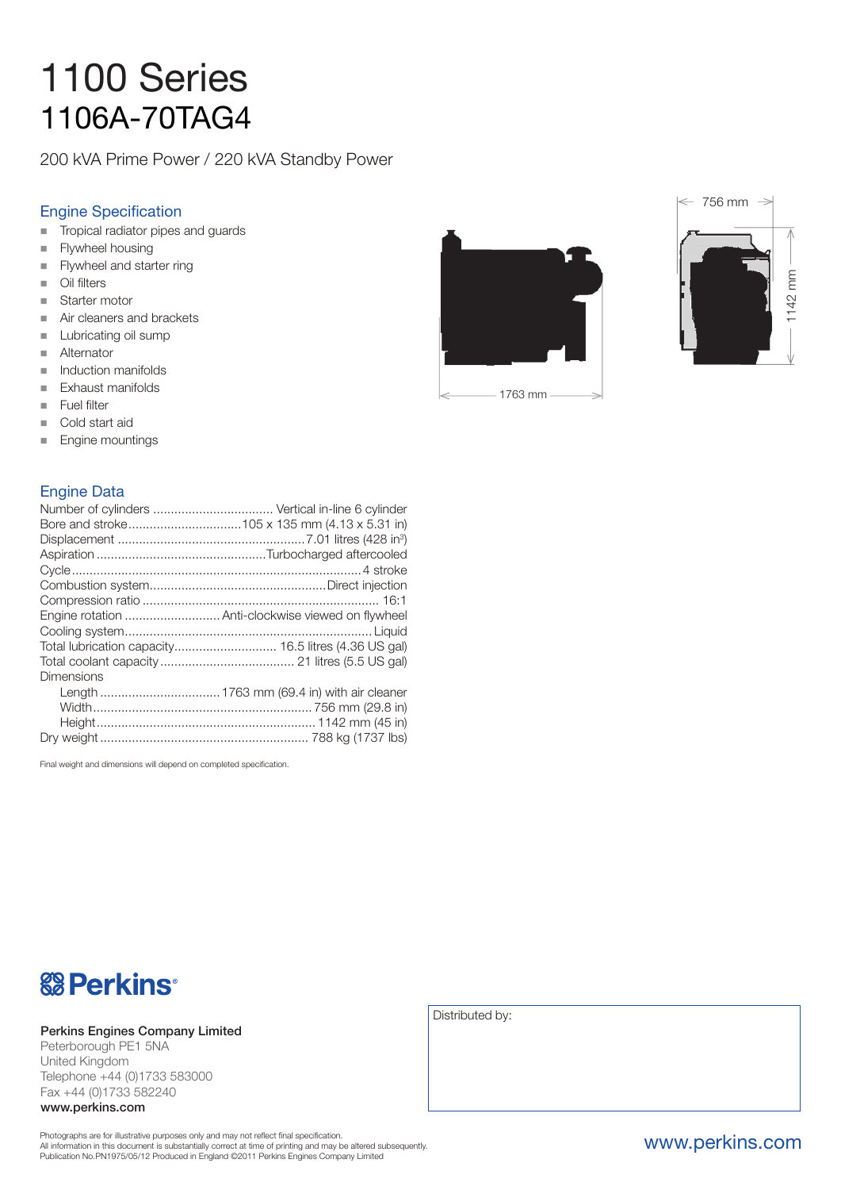# 1100 Series

## 1106A-70TAG4

200 kVA Prime Power / 220 kVA Standby Power

### Engine Specification

- Tropical radiator pipes and guards
- Flywheel housing
- Flywheel and starter ring
- Oil filters
- Starter motor
- Air cleaners and brackets
- Lubricating oil sump
- Alternator
- Induction manifolds
- Exhaust manifolds
- Fuel filter
- Cold start aid
- Engine mountings

1763 mm

756 mm

1142 mm

### Engine Data

| | |
|---|---|
| Number of cylinders | Vertical in-line 6 cylinder |
| Bore and stroke | 105 x 135 mm (4.13 x 5.31 in) |
| Displacement | 7.01 litres (428 in$^3$) |
| Aspiration | Turbocharged aftercooled |
| Cycle | 4 stroke |
| Combustion system | Direct injection |
| Compression ratio | 16:1 |
| Engine rotation | Anti-clockwise viewed on flywheel |
| Cooling system | Liquid |
| Total lubrication capacity | 16.5 litres (4.36 US gal) |
| Total coolant capacity | 21 litres (5.5 US gal) |
| Dimensions | |
| Length | 1763 mm (69.4 in) with air cleaner |
| Width | 756 mm (29.8 in) |
| Height | 1142 mm (45 in) |
| Dry weight | 788 kg (1737 lbs) |

Final weight and dimensions will depend on completed specification.

**Perkins**

**Perkins Engines Company Limited**
Peterborough PE1 5NA
United Kingdom
Telephone +44 (0)1733 583000
Fax +44 (0)1733 582240
**www.perkins.com**

Distributed by:

Photographs are for illustrative purposes only and may not reflect final specification.
All information in this document is substantially correct at time of printing and may be altered subsequently.
Publication No.PN1975/05/12 Produced in England ©2011 Perkins Engines Company Limited

www.perkins.com